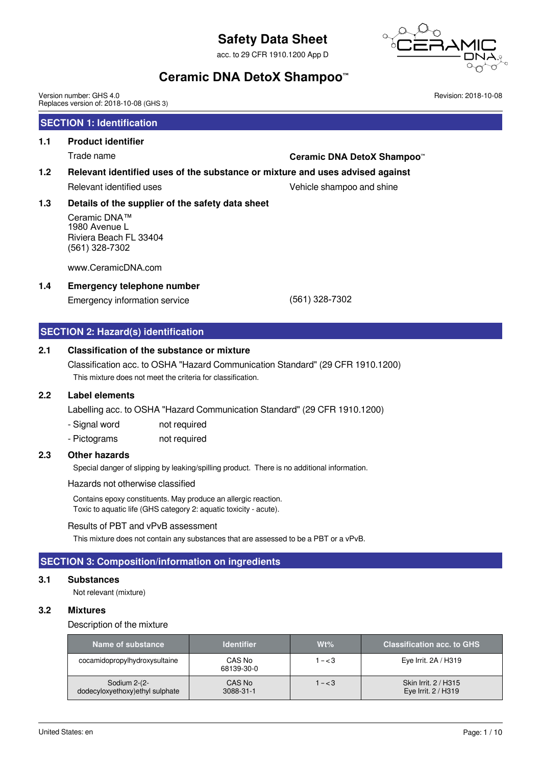# Safety Data Sheet

acc. to 29 CFR 1910.1200 App D

# Ceramic DNA DetoX Shampoo™

Version number: GHS 4.0
Replaces version of: 2018-10-08 (GHS 3)

Revision: 2018-10-08

## SECTION 1: Identification

### 1.1 Product identifier

Trade name: **Ceramic DNA DetoX Shampoo™**

### 1.2 Relevant identified uses of the substance or mixture and uses advised against

Relevant identified uses: Vehicle shampoo and shine

### 1.3 Details of the supplier of the safety data sheet

Ceramic DNA™
1980 Avenue L
Riviera Beach FL 33404
(561) 328-7302

www.CeramicDNA.com

### 1.4 Emergency telephone number

Emergency information service: (561) 328-7302

## SECTION 2: Hazard(s) identification

### 2.1 Classification of the substance or mixture

Classification acc. to OSHA "Hazard Communication Standard" (29 CFR 1910.1200)

This mixture does not meet the criteria for classification.

### 2.2 Label elements

Labelling acc. to OSHA "Hazard Communication Standard" (29 CFR 1910.1200)

- Signal word: not required
- Pictograms: not required

### 2.3 Other hazards

Special danger of slipping by leaking/spilling product. There is no additional information.

Hazards not otherwise classified

Contains epoxy constituents. May produce an allergic reaction.
Toxic to aquatic life (GHS category 2: aquatic toxicity - acute).

Results of PBT and vPvB assessment

This mixture does not contain any substances that are assessed to be a PBT or a vPvB.

## SECTION 3: Composition/information on ingredients

### 3.1 Substances

Not relevant (mixture)

### 3.2 Mixtures

Description of the mixture

| Name of substance | Identifier | Wt% | Classification acc. to GHS |
|---|---|---|---|
| cocamidopropylhydroxysultaine | CAS No 68139-30-0 | 1 – < 3 | Eye Irrit. 2A / H319 |
| Sodium 2-(2-dodecyloxyethoxy)ethyl sulphate | CAS No 3088-31-1 | 1 – < 3 | Skin Irrit. 2 / H315<br>Eye Irrit. 2 / H319 |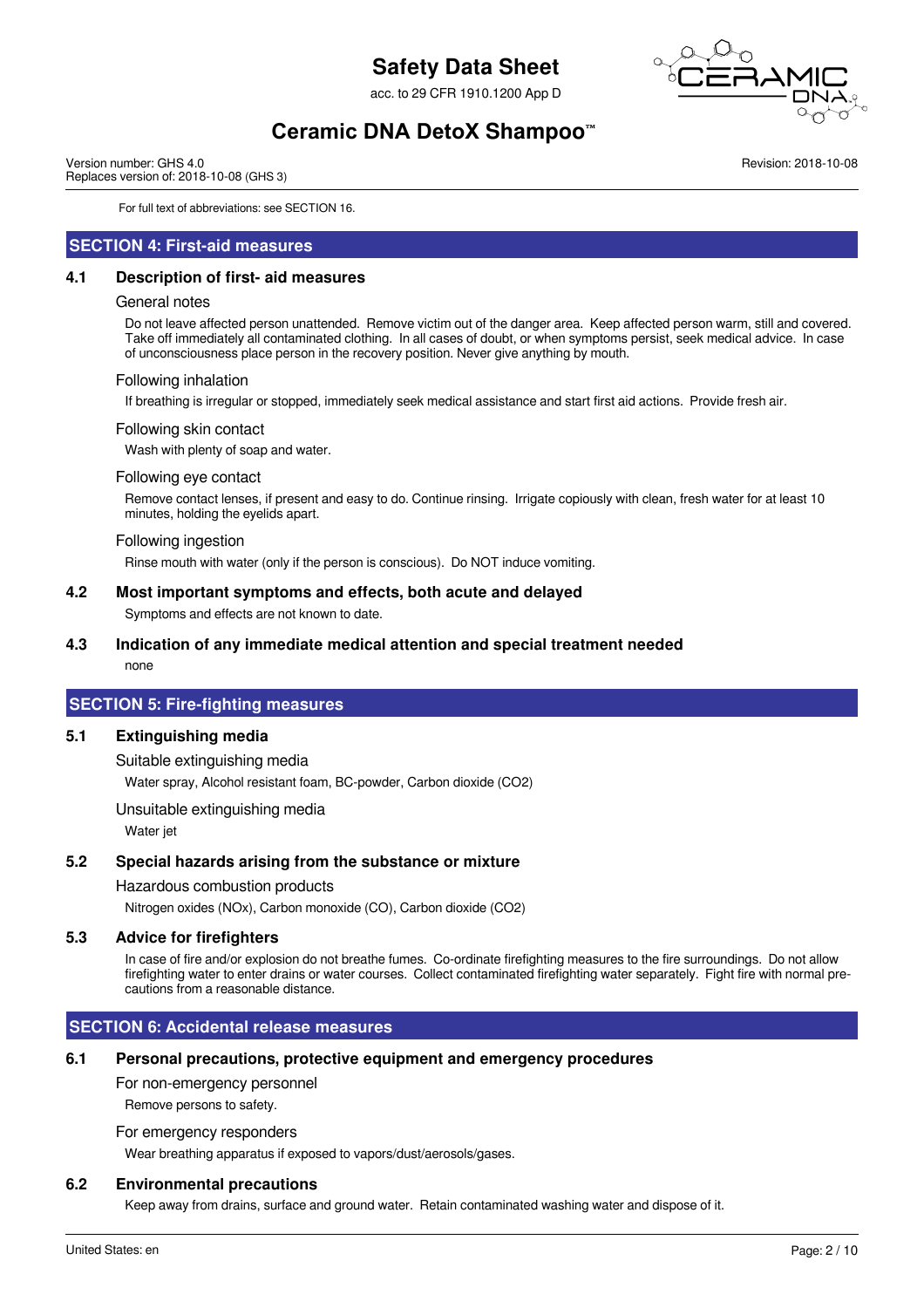For full text of abbreviations: see SECTION 16.

## SECTION 4: First-aid measures

### 4.1 Description of first- aid measures

#### General notes

Do not leave affected person unattended. Remove victim out of the danger area. Keep affected person warm, still and covered. Take off immediately all contaminated clothing. In all cases of doubt, or when symptoms persist, seek medical advice. In case of unconsciousness place person in the recovery position. Never give anything by mouth.

#### Following inhalation

If breathing is irregular or stopped, immediately seek medical assistance and start first aid actions. Provide fresh air.

#### Following skin contact

Wash with plenty of soap and water.

#### Following eye contact

Remove contact lenses, if present and easy to do. Continue rinsing. Irrigate copiously with clean, fresh water for at least 10 minutes, holding the eyelids apart.

#### Following ingestion

Rinse mouth with water (only if the person is conscious). Do NOT induce vomiting.

### 4.2 Most important symptoms and effects, both acute and delayed

Symptoms and effects are not known to date.

### 4.3 Indication of any immediate medical attention and special treatment needed

none

## SECTION 5: Fire-fighting measures

### 5.1 Extinguishing media

#### Suitable extinguishing media

Water spray, Alcohol resistant foam, BC-powder, Carbon dioxide ($CO_2$)

#### Unsuitable extinguishing media

Water jet

### 5.2 Special hazards arising from the substance or mixture

#### Hazardous combustion products

Nitrogen oxides ($NO_x$), Carbon monoxide (CO), Carbon dioxide ($CO_2$)

### 5.3 Advice for firefighters

In case of fire and/or explosion do not breathe fumes. Co-ordinate firefighting measures to the fire surroundings. Do not allow firefighting water to enter drains or water courses. Collect contaminated firefighting water separately. Fight fire with normal precautions from a reasonable distance.

## SECTION 6: Accidental release measures

### 6.1 Personal precautions, protective equipment and emergency procedures

#### For non-emergency personnel

Remove persons to safety.

#### For emergency responders

Wear breathing apparatus if exposed to vapors/dust/aerosols/gases.

### 6.2 Environmental precautions

Keep away from drains, surface and ground water. Retain contaminated washing water and dispose of it.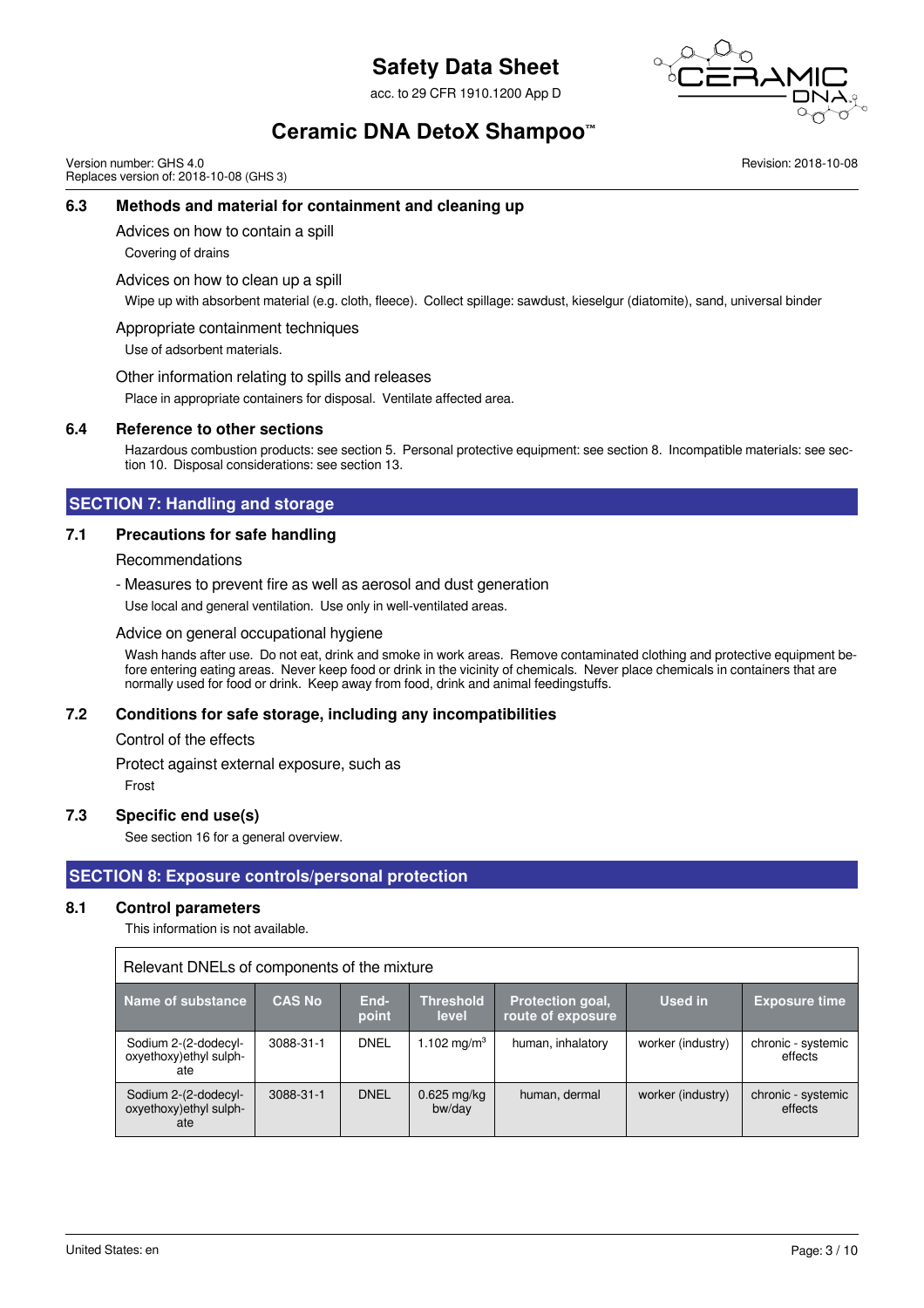### 6.3 Methods and material for containment and cleaning up

Advices on how to contain a spill

Covering of drains

Advices on how to clean up a spill

Wipe up with absorbent material (e.g. cloth, fleece). Collect spillage: sawdust, kieselgur (diatomite), sand, universal binder

Appropriate containment techniques

Use of adsorbent materials.

Other information relating to spills and releases

Place in appropriate containers for disposal. Ventilate affected area.

### 6.4 Reference to other sections

Hazardous combustion products: see section 5. Personal protective equipment: see section 8. Incompatible materials: see section 10. Disposal considerations: see section 13.

## SECTION 7: Handling and storage

### 7.1 Precautions for safe handling

Recommendations

- Measures to prevent fire as well as aerosol and dust generation

Use local and general ventilation. Use only in well-ventilated areas.

Advice on general occupational hygiene

Wash hands after use. Do not eat, drink and smoke in work areas. Remove contaminated clothing and protective equipment before entering eating areas. Never keep food or drink in the vicinity of chemicals. Never place chemicals in containers that are normally used for food or drink. Keep away from food, drink and animal feedingstuffs.

### 7.2 Conditions for safe storage, including any incompatibilities

Control of the effects

Protect against external exposure, such as

Frost

### 7.3 Specific end use(s)

See section 16 for a general overview.

## SECTION 8: Exposure controls/personal protection

### 8.1 Control parameters

This information is not available.

Relevant DNELs of components of the mixture

| Name of substance | CAS No | End-point | Threshold level | Protection goal, route of exposure | Used in | Exposure time |
|---|---|---|---|---|---|---|
| Sodium 2-(2-dodecyloxyethoxy)ethyl sulphate | 3088-31-1 | DNEL | 1.102 $mg/m^3$ | human, inhalatory | worker (industry) | chronic - systemic effects |
| Sodium 2-(2-dodecyloxyethoxy)ethyl sulphate | 3088-31-1 | DNEL | 0.625 mg/kg bw/day | human, dermal | worker (industry) | chronic - systemic effects |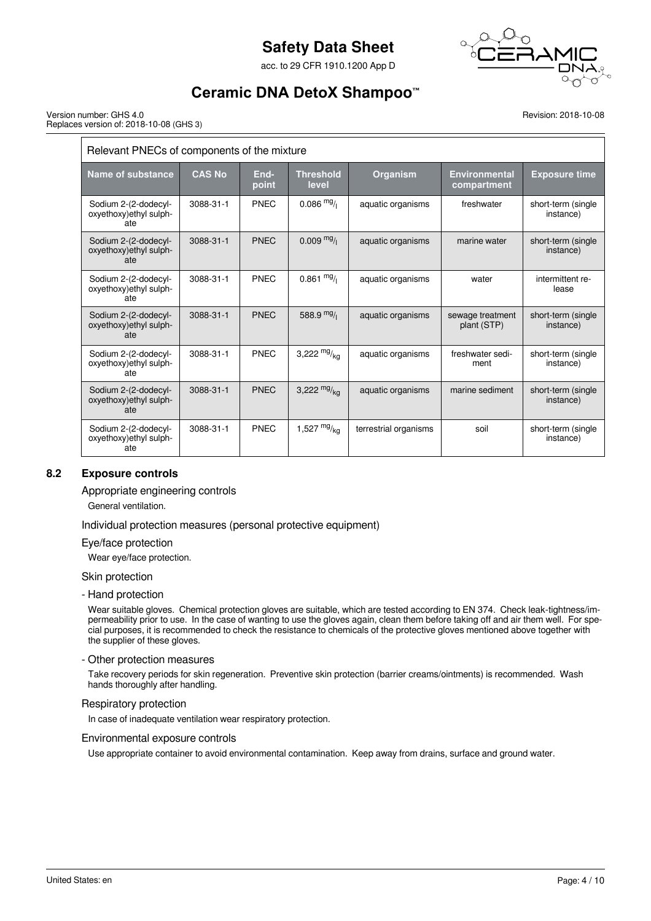| Relevant PNECs of components of the mixture | | | | | | |
|---|---|---|---|---|---|---|
| **Name of substance** | **CAS No** | **End-point** | **Threshold level** | **Organism** | **Environmental compartment** | **Exposure time** |
| Sodium 2-(2-dodecyl-oxyethoxy)ethyl sulph-ate | 3088-31-1 | PNEC | 0.086 $^{mg}/_{l}$ | aquatic organisms | freshwater | short-term (single instance) |
| Sodium 2-(2-dodecyl-oxyethoxy)ethyl sulph-ate | 3088-31-1 | PNEC | 0.009 $^{mg}/_{l}$ | aquatic organisms | marine water | short-term (single instance) |
| Sodium 2-(2-dodecyl-oxyethoxy)ethyl sulph-ate | 3088-31-1 | PNEC | 0.861 $^{mg}/_{l}$ | aquatic organisms | water | intermittent re-lease |
| Sodium 2-(2-dodecyl-oxyethoxy)ethyl sulph-ate | 3088-31-1 | PNEC | 588.9 $^{mg}/_{l}$ | aquatic organisms | sewage treatment plant (STP) | short-term (single instance) |
| Sodium 2-(2-dodecyl-oxyethoxy)ethyl sulph-ate | 3088-31-1 | PNEC | 3,222 $^{mg}/_{kg}$ | aquatic organisms | freshwater sedi-ment | short-term (single instance) |
| Sodium 2-(2-dodecyl-oxyethoxy)ethyl sulph-ate | 3088-31-1 | PNEC | 3,222 $^{mg}/_{kg}$ | aquatic organisms | marine sediment | short-term (single instance) |
| Sodium 2-(2-dodecyl-oxyethoxy)ethyl sulph-ate | 3088-31-1 | PNEC | 1,527 $^{mg}/_{kg}$ | terrestrial organisms | soil | short-term (single instance) |

## 8.2 Exposure controls

### Appropriate engineering controls

General ventilation.

### Individual protection measures (personal protective equipment)

### Eye/face protection

Wear eye/face protection.

### Skin protection

- Hand protection

Wear suitable gloves. Chemical protection gloves are suitable, which are tested according to EN 374. Check leak-tightness/impermeability prior to use. In the case of wanting to use the gloves again, clean them before taking off and air them well. For special purposes, it is recommended to check the resistance to chemicals of the protective gloves mentioned above together with the supplier of these gloves.

- Other protection measures

Take recovery periods for skin regeneration. Preventive skin protection (barrier creams/ointments) is recommended. Wash hands thoroughly after handling.

### Respiratory protection

In case of inadequate ventilation wear respiratory protection.

### Environmental exposure controls

Use appropriate container to avoid environmental contamination. Keep away from drains, surface and ground water.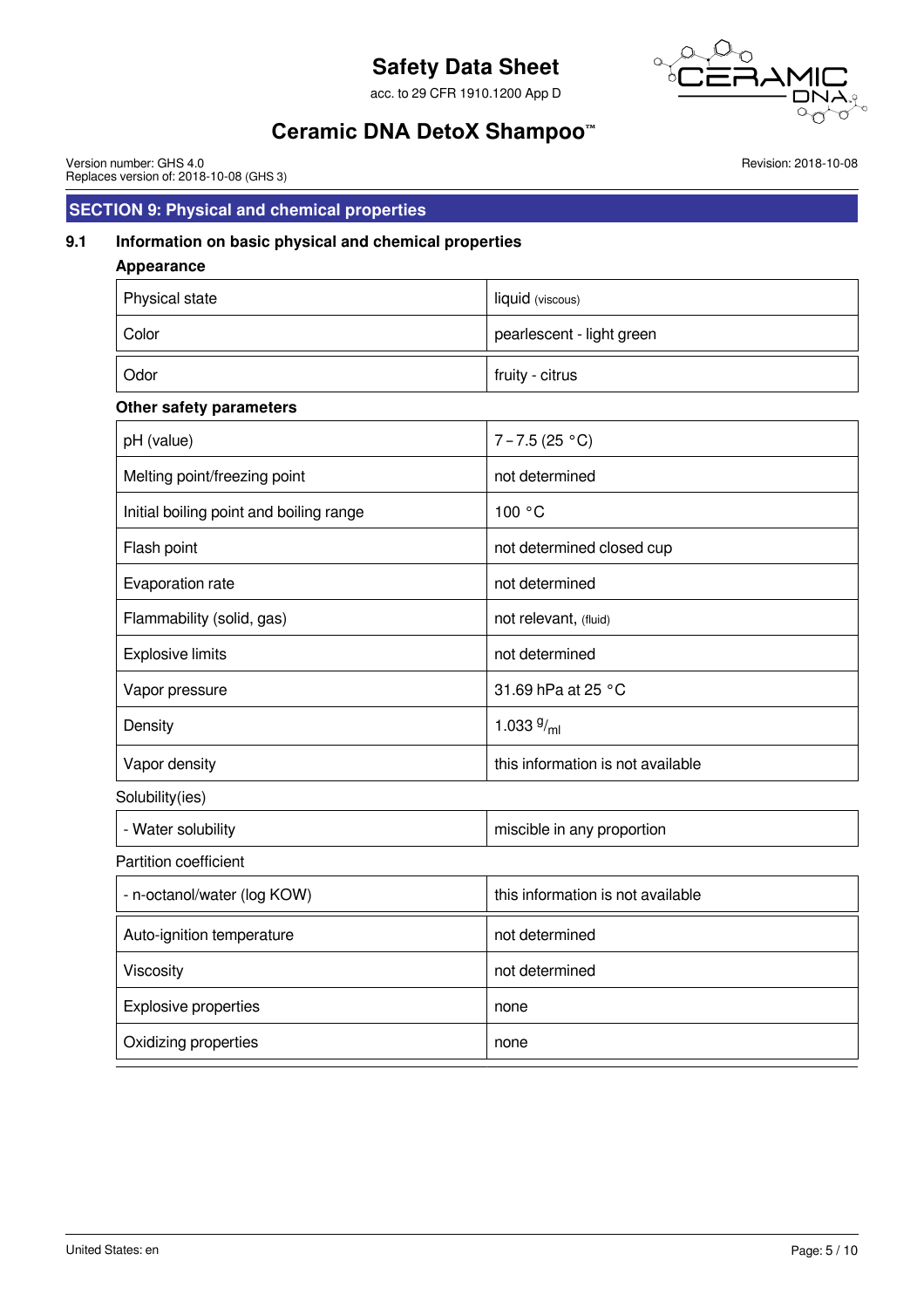## SECTION 9: Physical and chemical properties

### 9.1 Information on basic physical and chemical properties

**Appearance**

| | |
|---|---|
| Physical state | liquid (viscous) |
| Color | pearlescent - light green |
| Odor | fruity - citrus |

**Other safety parameters**

| | |
|---|---|
| pH (value) | 7 – 7.5 (25 °C) |
| Melting point/freezing point | not determined |
| Initial boiling point and boiling range | 100 °C |
| Flash point | not determined closed cup |
| Evaporation rate | not determined |
| Flammability (solid, gas) | not relevant, (fluid) |
| Explosive limits | not determined |
| Vapor pressure | 31.69 hPa at 25 °C |
| Density | 1.033 $^{g}/_{ml}$ |
| Vapor density | this information is not available |

Solubility(ies)

| | |
|---|---|
| - Water solubility | miscible in any proportion |

Partition coefficient

| | |
|---|---|
| - n-octanol/water (log KOW) | this information is not available |
| Auto-ignition temperature | not determined |
| Viscosity | not determined |
| Explosive properties | none |
| Oxidizing properties | none |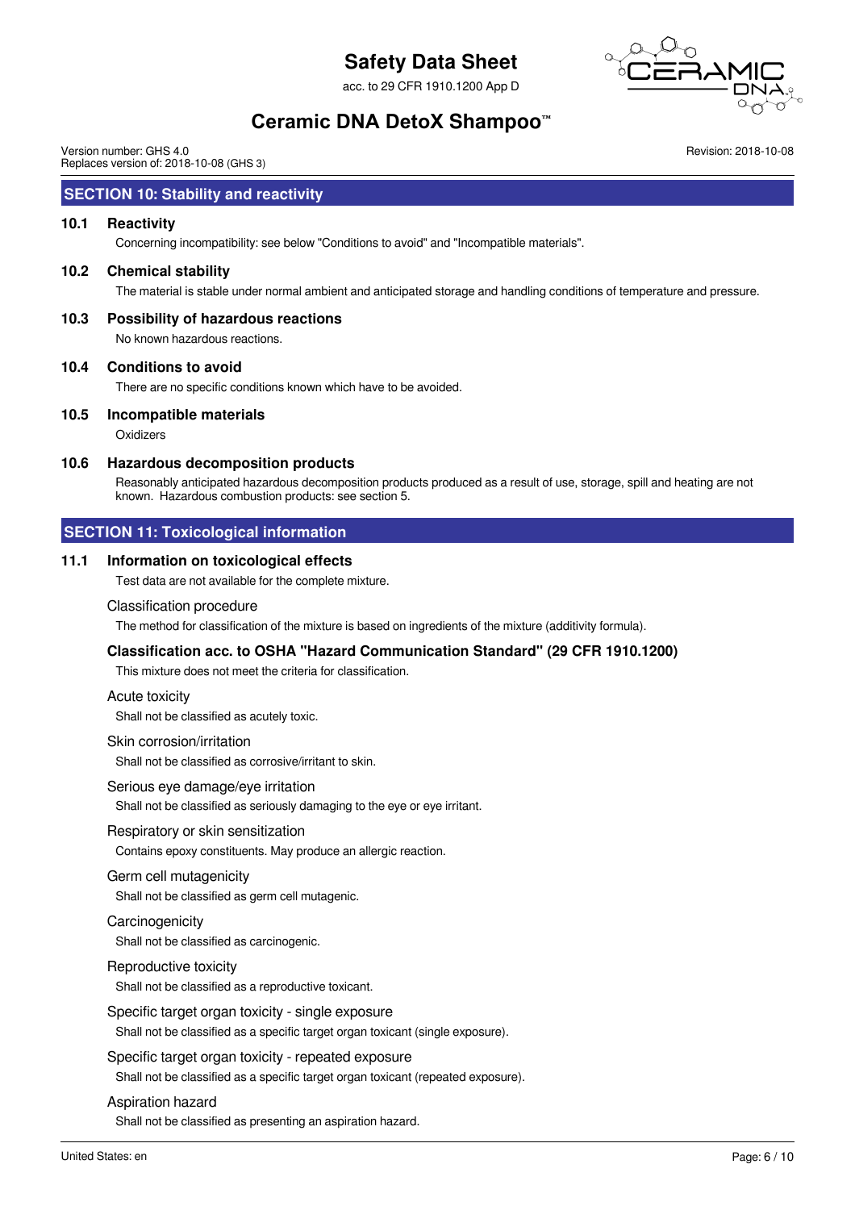## SECTION 10: Stability and reactivity

### 10.1 Reactivity

Concerning incompatibility: see below "Conditions to avoid" and "Incompatible materials".

### 10.2 Chemical stability

The material is stable under normal ambient and anticipated storage and handling conditions of temperature and pressure.

### 10.3 Possibility of hazardous reactions

No known hazardous reactions.

### 10.4 Conditions to avoid

There are no specific conditions known which have to be avoided.

### 10.5 Incompatible materials

Oxidizers

### 10.6 Hazardous decomposition products

Reasonably anticipated hazardous decomposition products produced as a result of use, storage, spill and heating are not known. Hazardous combustion products: see section 5.

## SECTION 11: Toxicological information

### 11.1 Information on toxicological effects

Test data are not available for the complete mixture.

Classification procedure

The method for classification of the mixture is based on ingredients of the mixture (additivity formula).

**Classification acc. to OSHA "Hazard Communication Standard" (29 CFR 1910.1200)**

This mixture does not meet the criteria for classification.

Acute toxicity

Shall not be classified as acutely toxic.

Skin corrosion/irritation

Shall not be classified as corrosive/irritant to skin.

Serious eye damage/eye irritation

Shall not be classified as seriously damaging to the eye or eye irritant.

Respiratory or skin sensitization

Contains epoxy constituents. May produce an allergic reaction.

Germ cell mutagenicity

Shall not be classified as germ cell mutagenic.

Carcinogenicity

Shall not be classified as carcinogenic.

Reproductive toxicity

Shall not be classified as a reproductive toxicant.

Specific target organ toxicity - single exposure

Shall not be classified as a specific target organ toxicant (single exposure).

Specific target organ toxicity - repeated exposure

Shall not be classified as a specific target organ toxicant (repeated exposure).

Aspiration hazard

Shall not be classified as presenting an aspiration hazard.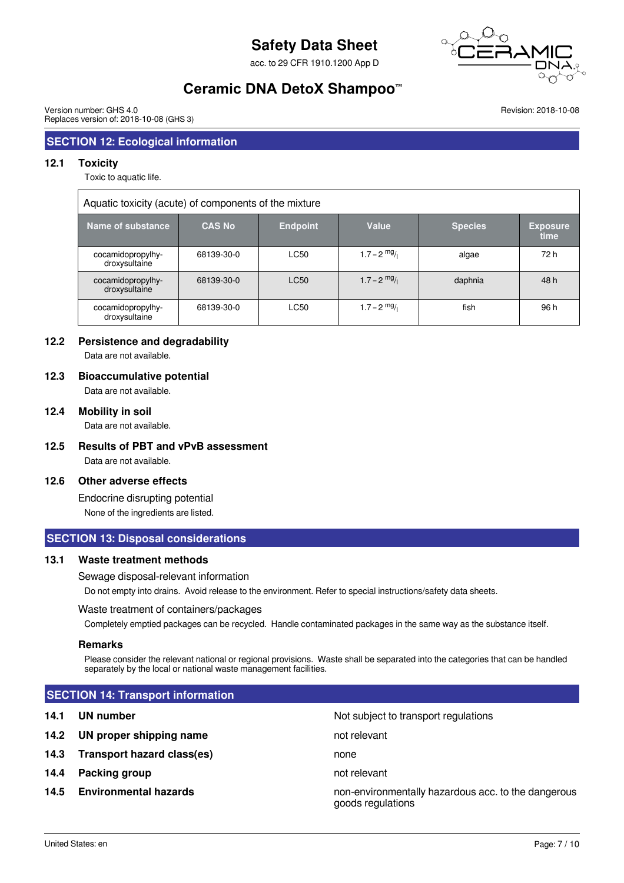## SECTION 12: Ecological information

### 12.1 Toxicity

Toxic to aquatic life.

| Aquatic toxicity (acute) of components of the mixture | | | | | |
|---|---|---|---|---|---|
| Name of substance | CAS No | Endpoint | Value | Species | Exposure time |
| cocamidopropylhydroxysultaine | 68139-30-0 | LC50 | 1.7 – 2 $^{mg}/_{l}$ | algae | 72 h |
| cocamidopropylhydroxysultaine | 68139-30-0 | LC50 | 1.7 – 2 $^{mg}/_{l}$ | daphnia | 48 h |
| cocamidopropylhydroxysultaine | 68139-30-0 | LC50 | 1.7 – 2 $^{mg}/_{l}$ | fish | 96 h |

### 12.2 Persistence and degradability

Data are not available.

### 12.3 Bioaccumulative potential

Data are not available.

### 12.4 Mobility in soil

Data are not available.

### 12.5 Results of PBT and vPvB assessment

Data are not available.

### 12.6 Other adverse effects

Endocrine disrupting potential

None of the ingredients are listed.

## SECTION 13: Disposal considerations

### 13.1 Waste treatment methods

Sewage disposal-relevant information

Do not empty into drains. Avoid release to the environment. Refer to special instructions/safety data sheets.

Waste treatment of containers/packages

Completely emptied packages can be recycled. Handle contaminated packages in the same way as the substance itself.

**Remarks**

Please consider the relevant national or regional provisions. Waste shall be separated into the categories that can be handled separately by the local or national waste management facilities.

## SECTION 14: Transport information

| | | |
|---|---|---|
| **14.1** | **UN number** | Not subject to transport regulations |
| **14.2** | **UN proper shipping name** | not relevant |
| **14.3** | **Transport hazard class(es)** | none |
| **14.4** | **Packing group** | not relevant |
| **14.5** | **Environmental hazards** | non-environmentally hazardous acc. to the dangerous goods regulations |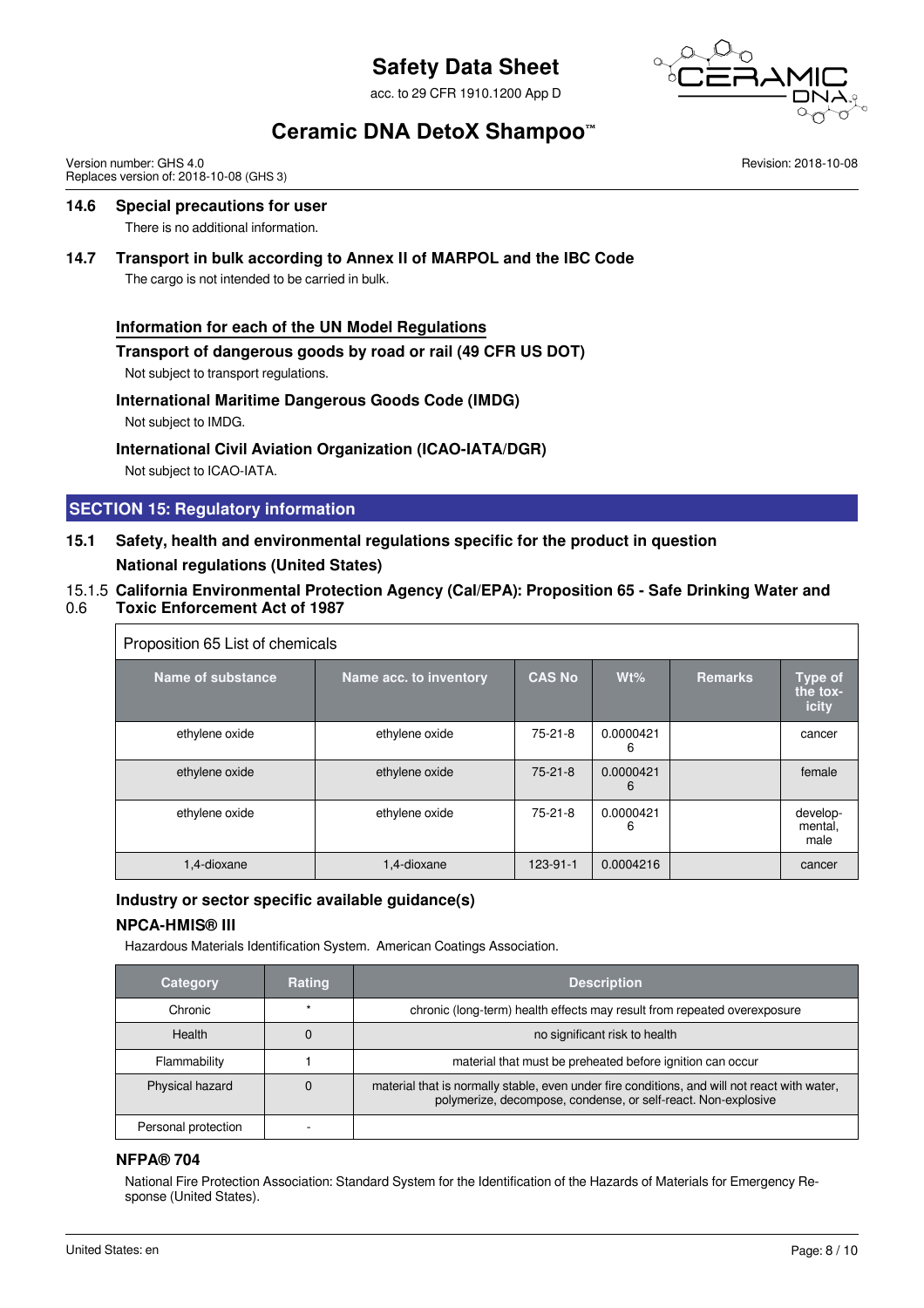### 14.6 Special precautions for user

There is no additional information.

### 14.7 Transport in bulk according to Annex II of MARPOL and the IBC Code

The cargo is not intended to be carried in bulk.

**Information for each of the UN Model Regulations**

**Transport of dangerous goods by road or rail (49 CFR US DOT)**

Not subject to transport regulations.

**International Maritime Dangerous Goods Code (IMDG)**

Not subject to IMDG.

**International Civil Aviation Organization (ICAO-IATA/DGR)**

Not subject to ICAO-IATA.

## SECTION 15: Regulatory information

### 15.1 Safety, health and environmental regulations specific for the product in question

**National regulations (United States)**

### 15.1.5 0.6 California Environmental Protection Agency (Cal/EPA): Proposition 65 - Safe Drinking Water and Toxic Enforcement Act of 1987

Proposition 65 List of chemicals

| Name of substance | Name acc. to inventory | CAS No | Wt% | Remarks | Type of the toxicity |
|---|---|---|---|---|---|
| ethylene oxide | ethylene oxide | 75-21-8 | 0.00004216 | | cancer |
| ethylene oxide | ethylene oxide | 75-21-8 | 0.00004216 | | female |
| ethylene oxide | ethylene oxide | 75-21-8 | 0.00004216 | | developmental, male |
| 1,4-dioxane | 1,4-dioxane | 123-91-1 | 0.0004216 | | cancer |

**Industry or sector specific available guidance(s)**

**NPCA-HMIS® III**

Hazardous Materials Identification System. American Coatings Association.

| Category | Rating | Description |
|---|---|---|
| Chronic | * | chronic (long-term) health effects may result from repeated overexposure |
| Health | 0 | no significant risk to health |
| Flammability | 1 | material that must be preheated before ignition can occur |
| Physical hazard | 0 | material that is normally stable, even under fire conditions, and will not react with water, polymerize, decompose, condense, or self-react. Non-explosive |
| Personal protection | - | |

**NFPA® 704**

National Fire Protection Association: Standard System for the Identification of the Hazards of Materials for Emergency Response (United States).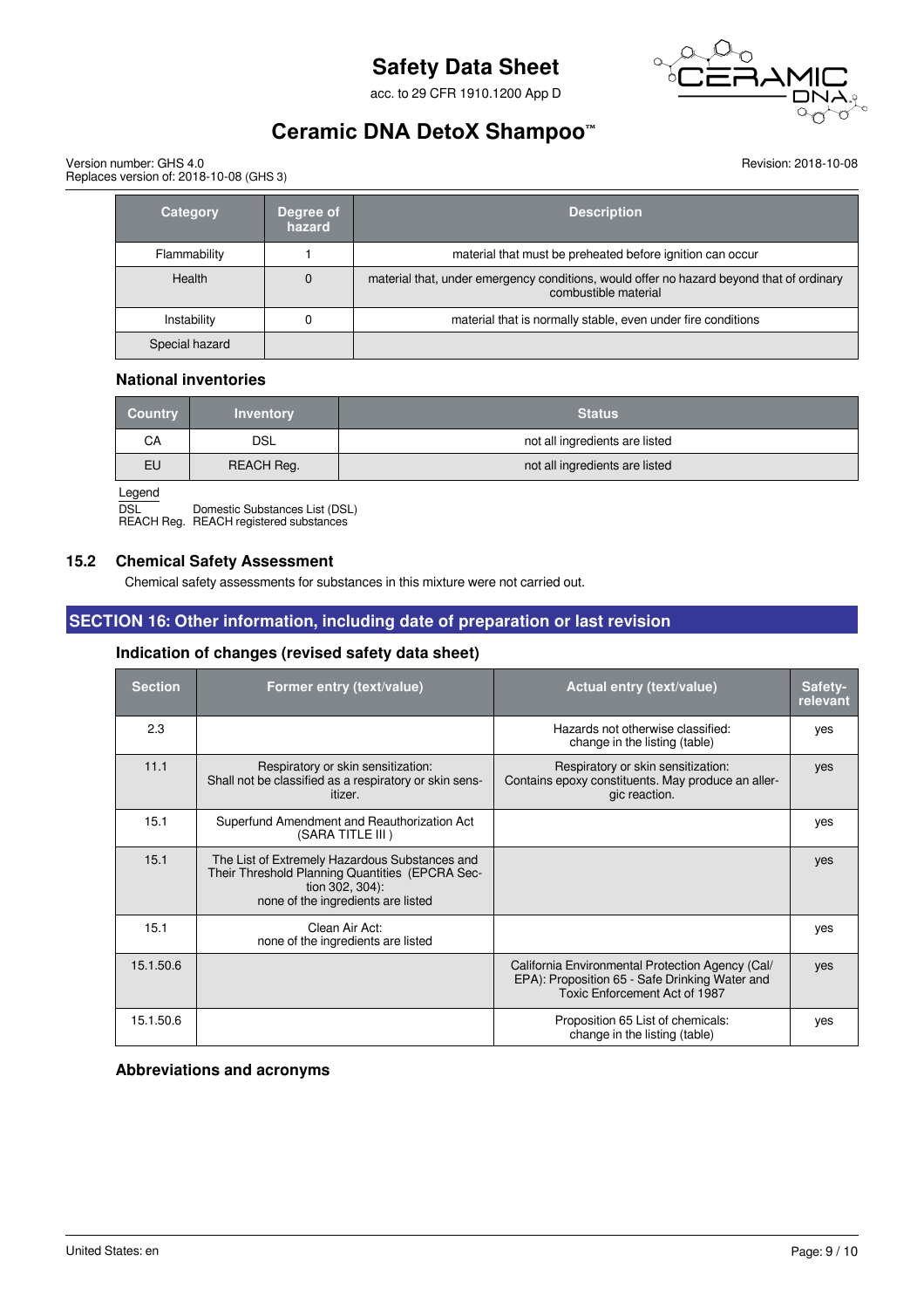| Category | Degree of hazard | Description |
| --- | --- | --- |
| Flammability | 1 | material that must be preheated before ignition can occur |
| Health | 0 | material that, under emergency conditions, would offer no hazard beyond that of ordinary combustible material |
| Instability | 0 | material that is normally stable, even under fire conditions |
| Special hazard | | |

### National inventories

| Country | Inventory | Status |
| --- | --- | --- |
| CA | DSL | not all ingredients are listed |
| EU | REACH Reg. | not all ingredients are listed |

Legend

DSL Domestic Substances List (DSL)
REACH Reg. REACH registered substances

### 15.2 Chemical Safety Assessment

Chemical safety assessments for substances in this mixture were not carried out.

## SECTION 16: Other information, including date of preparation or last revision

### Indication of changes (revised safety data sheet)

| Section | Former entry (text/value) | Actual entry (text/value) | Safety-relevant |
| --- | --- | --- | --- |
| 2.3 | | Hazards not otherwise classified: change in the listing (table) | yes |
| 11.1 | Respiratory or skin sensitization: Shall not be classified as a respiratory or skin sensitizer. | Respiratory or skin sensitization: Contains epoxy constituents. May produce an allergic reaction. | yes |
| 15.1 | Superfund Amendment and Reauthorization Act (SARA TITLE III ) | | yes |
| 15.1 | The List of Extremely Hazardous Substances and Their Threshold Planning Quantities (EPCRA Section 302, 304): none of the ingredients are listed | | yes |
| 15.1 | Clean Air Act: none of the ingredients are listed | | yes |
| 15.1.50.6 | | California Environmental Protection Agency (Cal/EPA): Proposition 65 - Safe Drinking Water and Toxic Enforcement Act of 1987 | yes |
| 15.1.50.6 | | Proposition 65 List of chemicals: change in the listing (table) | yes |

### Abbreviations and acronyms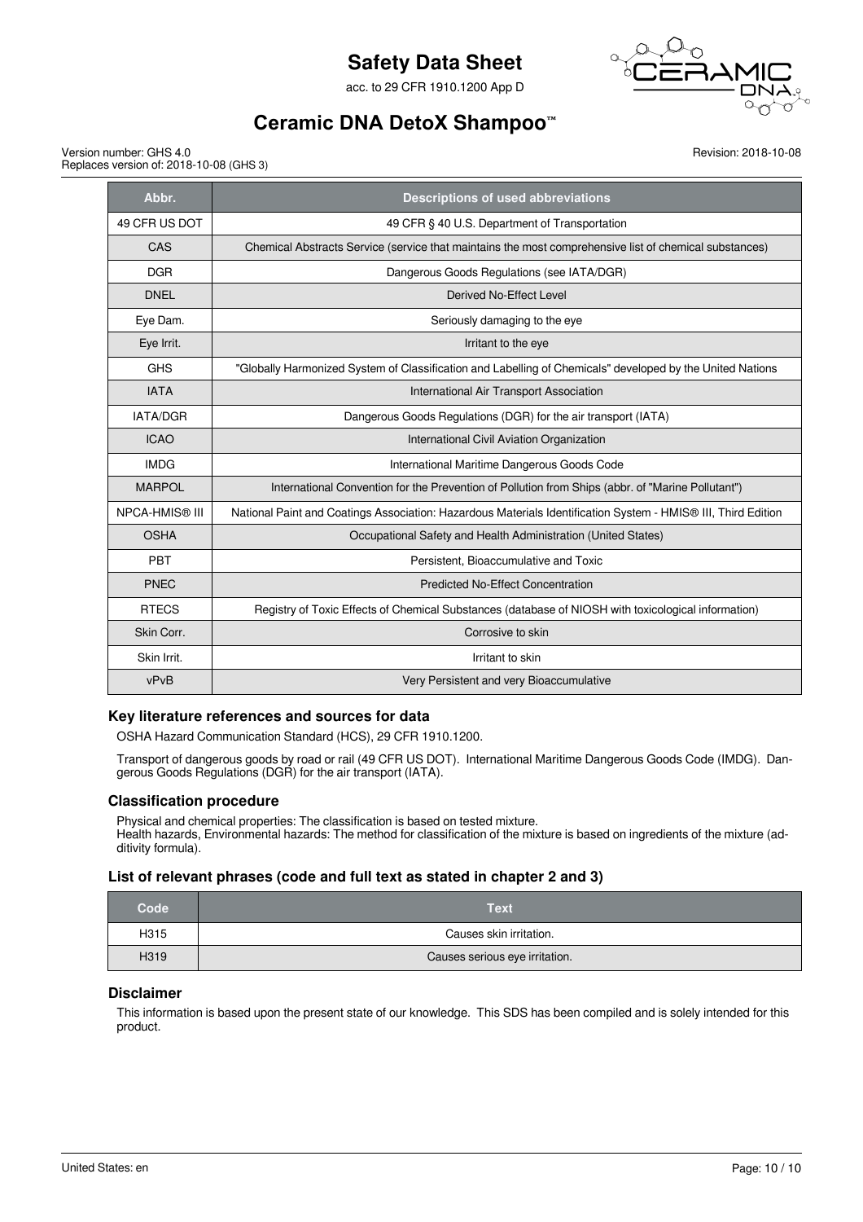| Abbr. | Descriptions of used abbreviations |
|---|---|
| 49 CFR US DOT | 49 CFR § 40 U.S. Department of Transportation |
| CAS | Chemical Abstracts Service (service that maintains the most comprehensive list of chemical substances) |
| DGR | Dangerous Goods Regulations (see IATA/DGR) |
| DNEL | Derived No-Effect Level |
| Eye Dam. | Seriously damaging to the eye |
| Eye Irrit. | Irritant to the eye |
| GHS | "Globally Harmonized System of Classification and Labelling of Chemicals" developed by the United Nations |
| IATA | International Air Transport Association |
| IATA/DGR | Dangerous Goods Regulations (DGR) for the air transport (IATA) |
| ICAO | International Civil Aviation Organization |
| IMDG | International Maritime Dangerous Goods Code |
| MARPOL | International Convention for the Prevention of Pollution from Ships (abbr. of "Marine Pollutant") |
| NPCA-HMIS® III | National Paint and Coatings Association: Hazardous Materials Identification System - HMIS® III, Third Edition |
| OSHA | Occupational Safety and Health Administration (United States) |
| PBT | Persistent, Bioaccumulative and Toxic |
| PNEC | Predicted No-Effect Concentration |
| RTECS | Registry of Toxic Effects of Chemical Substances (database of NIOSH with toxicological information) |
| Skin Corr. | Corrosive to skin |
| Skin Irrit. | Irritant to skin |
| vPvB | Very Persistent and very Bioaccumulative |

### Key literature references and sources for data

OSHA Hazard Communication Standard (HCS), 29 CFR 1910.1200.

Transport of dangerous goods by road or rail (49 CFR US DOT). International Maritime Dangerous Goods Code (IMDG). Dangerous Goods Regulations (DGR) for the air transport (IATA).

### Classification procedure

Physical and chemical properties: The classification is based on tested mixture.
Health hazards, Environmental hazards: The method for classification of the mixture is based on ingredients of the mixture (additivity formula).

### List of relevant phrases (code and full text as stated in chapter 2 and 3)

| Code | Text |
|---|---|
| H315 | Causes skin irritation. |
| H319 | Causes serious eye irritation. |

### Disclaimer

This information is based upon the present state of our knowledge. This SDS has been compiled and is solely intended for this product.